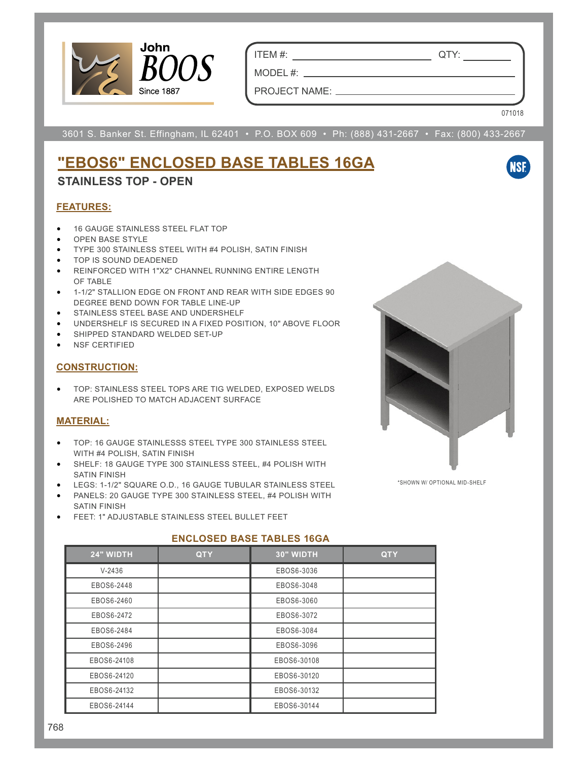John BOOS
Since 1887

ITEM #: ____________ QTY: ________

MODEL #: ____________

PROJECT NAME: ____________

071018

3601 S. Banker St. Effingham, IL 62401 • P.O. BOX 609 • Ph: (888) 431-2667 • Fax: (800) 433-2667

# "EBOS6" ENCLOSED BASE TABLES 16GA

## STAINLESS TOP - OPEN

### FEATURES:

- 16 GAUGE STAINLESS STEEL FLAT TOP
- OPEN BASE STYLE
- TYPE 300 STAINLESS STEEL WITH #4 POLISH, SATIN FINISH
- TOP IS SOUND DEADENED
- REINFORCED WITH 1"X2" CHANNEL RUNNING ENTIRE LENGTH OF TABLE
- 1-1/2" STALLION EDGE ON FRONT AND REAR WITH SIDE EDGES 90 DEGREE BEND DOWN FOR TABLE LINE-UP
- STAINLESS STEEL BASE AND UNDERSHELF
- UNDERSHELF IS SECURED IN A FIXED POSITION, 10" ABOVE FLOOR
- SHIPPED STANDARD WELDED SET-UP
- NSF CERTIFIED

### CONSTRUCTION:

- TOP: STAINLESS STEEL TOPS ARE TIG WELDED, EXPOSED WELDS ARE POLISHED TO MATCH ADJACENT SURFACE

### MATERIAL:

- TOP: 16 GAUGE STAINLESSS STEEL TYPE 300 STAINLESS STEEL WITH #4 POLISH, SATIN FINISH
- SHELF: 18 GAUGE TYPE 300 STAINLESS STEEL, #4 POLISH WITH SATIN FINISH
- LEGS: 1-1/2" SQUARE O.D., 16 GAUGE TUBULAR STAINLESS STEEL
- PANELS: 20 GAUGE TYPE 300 STAINLESS STEEL, #4 POLISH WITH SATIN FINISH
- FEET: 1" ADJUSTABLE STAINLESS STEEL BULLET FEET

*SHOWN W/ OPTIONAL MID-SHELF

### ENCLOSED BASE TABLES 16GA

| 24" WIDTH | QTY | 30" WIDTH | QTY |
|---|---|---|---|
| V-2436 | | EBOS6-3036 | |
| EBOS6-2448 | | EBOS6-3048 | |
| EBOS6-2460 | | EBOS6-3060 | |
| EBOS6-2472 | | EBOS6-3072 | |
| EBOS6-2484 | | EBOS6-3084 | |
| EBOS6-2496 | | EBOS6-3096 | |
| EBOS6-24108 | | EBOS6-30108 | |
| EBOS6-24120 | | EBOS6-30120 | |
| EBOS6-24132 | | EBOS6-30132 | |
| EBOS6-24144 | | EBOS6-30144 | |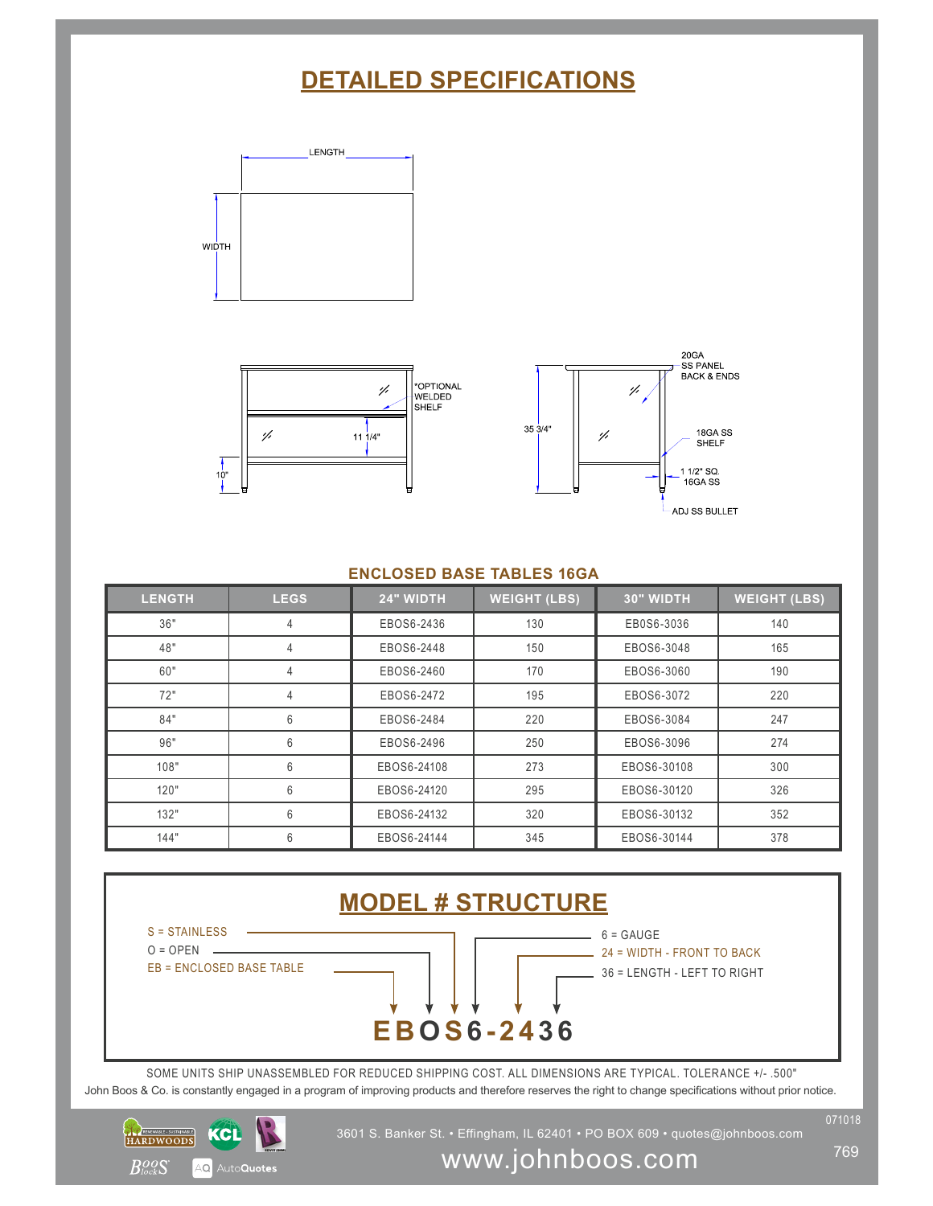# DETAILED SPECIFICATIONS

LENGTH

WIDTH

*OPTIONAL WELDED SHELF

11 1/4"

10"

35 3/4"

20GA SS PANEL BACK & ENDS

18GA SS SHELF

1 1/2" SQ. 16GA SS

ADJ SS BULLET

## ENCLOSED BASE TABLES 16GA

| LENGTH | LEGS | 24" WIDTH | WEIGHT (LBS) | 30" WIDTH | WEIGHT (LBS) |
|---|---|---|---|---|---|
| 36" | 4 | EBOS6-2436 | 130 | EB0S6-3036 | 140 |
| 48" | 4 | EBOS6-2448 | 150 | EBOS6-3048 | 165 |
| 60" | 4 | EBOS6-2460 | 170 | EBOS6-3060 | 190 |
| 72" | 4 | EBOS6-2472 | 195 | EBOS6-3072 | 220 |
| 84" | 6 | EBOS6-2484 | 220 | EBOS6-3084 | 247 |
| 96" | 6 | EBOS6-2496 | 250 | EBOS6-3096 | 274 |
| 108" | 6 | EBOS6-24108 | 273 | EBOS6-30108 | 300 |
| 120" | 6 | EBOS6-24120 | 295 | EBOS6-30120 | 326 |
| 132" | 6 | EBOS6-24132 | 320 | EBOS6-30132 | 352 |
| 144" | 6 | EBOS6-24144 | 345 | EBOS6-30144 | 378 |

## MODEL # STRUCTURE

S = STAINLESS

O = OPEN

EB = ENCLOSED BASE TABLE

6 = GAUGE

24 = WIDTH - FRONT TO BACK

36 = LENGTH - LEFT TO RIGHT

**EBOS6-2436**

SOME UNITS SHIP UNASSEMBLED FOR REDUCED SHIPPING COST. ALL DIMENSIONS ARE TYPICAL. TOLERANCE +/- .500"

John Boos & Co. is constantly engaged in a program of improving products and therefore reserves the right to change specifications without prior notice.

3601 S. Banker St. • Effingham, IL 62401 • PO BOX 609 • quotes@johnboos.com

www.johnboos.com

071018